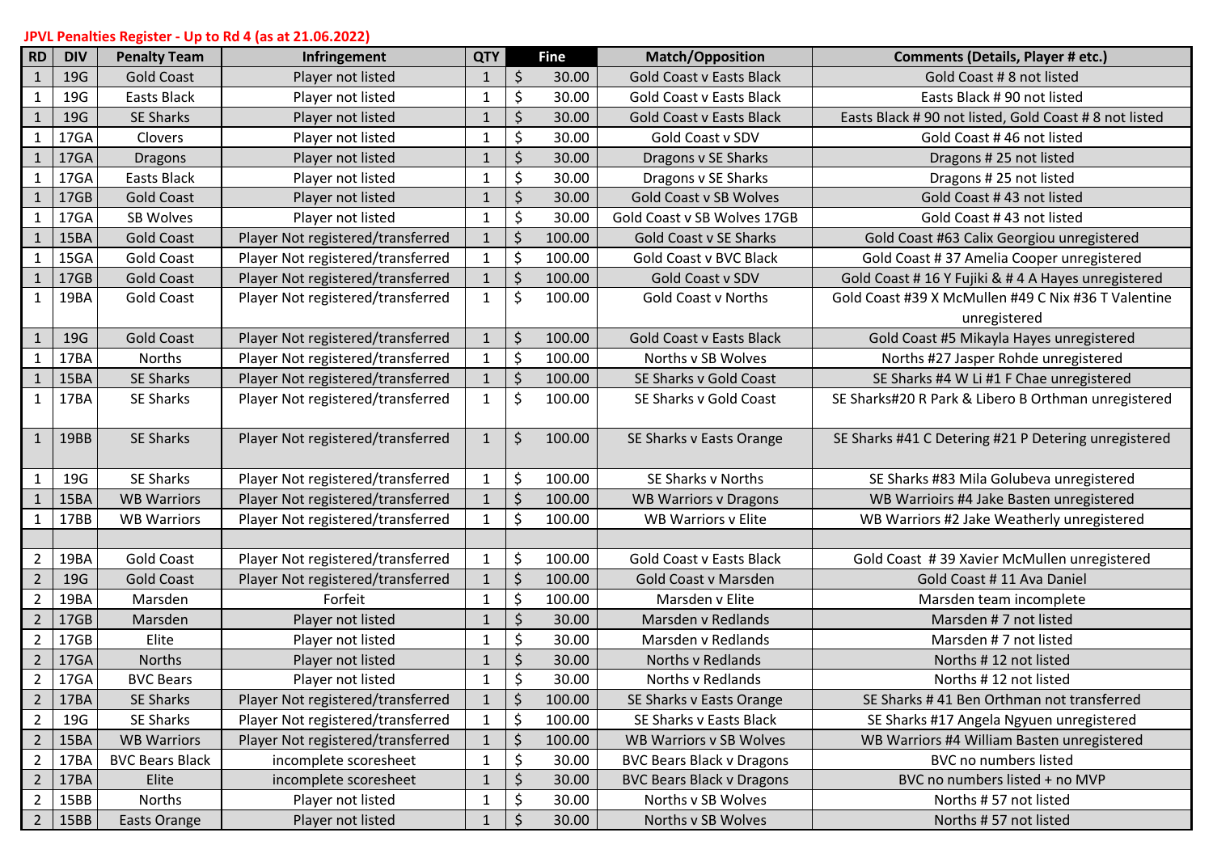**JPVL Penalties Register - Up to Rd 4 (as at 21.06.2022)**

| RD | DIV | Penalty Team | Infringement | QTY | Fine | Match/Opposition | Comments (Details, Player # etc.) |
|---|---|---|---|---|---|---|---|
| 1 | 19G | Gold Coast | Player not listed | 1 | $ 30.00 | Gold Coast v Easts Black | Gold Coast # 8 not listed |
| 1 | 19G | Easts Black | Player not listed | 1 | $ 30.00 | Gold Coast v Easts Black | Easts Black # 90 not listed |
| 1 | 19G | SE Sharks | Player not listed | 1 | $ 30.00 | Gold Coast v Easts Black | Easts Black # 90 not listed, Gold Coast # 8 not listed |
| 1 | 17GA | Clovers | Player not listed | 1 | $ 30.00 | Gold Coast v SDV | Gold Coast # 46 not listed |
| 1 | 17GA | Dragons | Player not listed | 1 | $ 30.00 | Dragons v SE Sharks | Dragons # 25 not listed |
| 1 | 17GA | Easts Black | Player not listed | 1 | $ 30.00 | Dragons v SE Sharks | Dragons # 25 not listed |
| 1 | 17GB | Gold Coast | Player not listed | 1 | $ 30.00 | Gold Coast v SB Wolves | Gold Coast # 43 not listed |
| 1 | 17GA | SB Wolves | Player not listed | 1 | $ 30.00 | Gold Coast v SB Wolves 17GB | Gold Coast # 43 not listed |
| 1 | 15BA | Gold Coast | Player Not registered/transferred | 1 | $ 100.00 | Gold Coast v SE Sharks | Gold Coast #63 Calix Georgiou unregistered |
| 1 | 15GA | Gold Coast | Player Not registered/transferred | 1 | $ 100.00 | Gold Coast v BVC Black | Gold Coast # 37 Amelia Cooper unregistered |
| 1 | 17GB | Gold Coast | Player Not registered/transferred | 1 | $ 100.00 | Gold Coast v SDV | Gold Coast # 16 Y Fujiki & # 4 A Hayes unregistered |
| 1 | 19BA | Gold Coast | Player Not registered/transferred | 1 | $ 100.00 | Gold Coast v Norths | Gold Coast #39 X McMullen #49 C Nix #36 T Valentine unregistered |
| 1 | 19G | Gold Coast | Player Not registered/transferred | 1 | $ 100.00 | Gold Coast v Easts Black | Gold Coast #5 Mikayla Hayes unregistered |
| 1 | 17BA | Norths | Player Not registered/transferred | 1 | $ 100.00 | Norths v SB Wolves | Norths #27 Jasper Rohde unregistered |
| 1 | 15BA | SE Sharks | Player Not registered/transferred | 1 | $ 100.00 | SE Sharks v Gold Coast | SE Sharks #4 W Li #1 F Chae unregistered |
| 1 | 17BA | SE Sharks | Player Not registered/transferred | 1 | $ 100.00 | SE Sharks v Gold Coast | SE Sharks#20 R Park & Libero B Orthman unregistered |
| 1 | 19BB | SE Sharks | Player Not registered/transferred | 1 | $ 100.00 | SE Sharks v Easts Orange | SE Sharks #41 C Detering #21 P Detering unregistered |
| 1 | 19G | SE Sharks | Player Not registered/transferred | 1 | $ 100.00 | SE Sharks v Norths | SE Sharks #83 Mila Golubeva unregistered |
| 1 | 15BA | WB Warriors | Player Not registered/transferred | 1 | $ 100.00 | WB Warriors v Dragons | WB Warrioirs #4 Jake Basten unregistered |
| 1 | 17BB | WB Warriors | Player Not registered/transferred | 1 | $ 100.00 | WB Warriors v Elite | WB Warriors #2 Jake Weatherly unregistered |
| | | | | | | | |
| 2 | 19BA | Gold Coast | Player Not registered/transferred | 1 | $ 100.00 | Gold Coast v Easts Black | Gold Coast # 39 Xavier McMullen unregistered |
| 2 | 19G | Gold Coast | Player Not registered/transferred | 1 | $ 100.00 | Gold Coast v Marsden | Gold Coast # 11 Ava Daniel |
| 2 | 19BA | Marsden | Forfeit | 1 | $ 100.00 | Marsden v Elite | Marsden team incomplete |
| 2 | 17GB | Marsden | Player not listed | 1 | $ 30.00 | Marsden v Redlands | Marsden # 7 not listed |
| 2 | 17GB | Elite | Player not listed | 1 | $ 30.00 | Marsden v Redlands | Marsden # 7 not listed |
| 2 | 17GA | Norths | Player not listed | 1 | $ 30.00 | Norths v Redlands | Norths # 12 not listed |
| 2 | 17GA | BVC Bears | Player not listed | 1 | $ 30.00 | Norths v Redlands | Norths # 12 not listed |
| 2 | 17BA | SE Sharks | Player Not registered/transferred | 1 | $ 100.00 | SE Sharks v Easts Orange | SE Sharks # 41 Ben Orthman not transferred |
| 2 | 19G | SE Sharks | Player Not registered/transferred | 1 | $ 100.00 | SE Sharks v Easts Black | SE Sharks #17 Angela Ngyuen unregistered |
| 2 | 15BA | WB Warriors | Player Not registered/transferred | 1 | $ 100.00 | WB Warriors v SB Wolves | WB Warriors #4 William Basten unregistered |
| 2 | 17BA | BVC Bears Black | incomplete scoresheet | 1 | $ 30.00 | BVC Bears Black v Dragons | BVC no numbers listed |
| 2 | 17BA | Elite | incomplete scoresheet | 1 | $ 30.00 | BVC Bears Black v Dragons | BVC no numbers listed + no MVP |
| 2 | 15BB | Norths | Player not listed | 1 | $ 30.00 | Norths v SB Wolves | Norths # 57 not listed |
| 2 | 15BB | Easts Orange | Player not listed | 1 | $ 30.00 | Norths v SB Wolves | Norths # 57 not listed |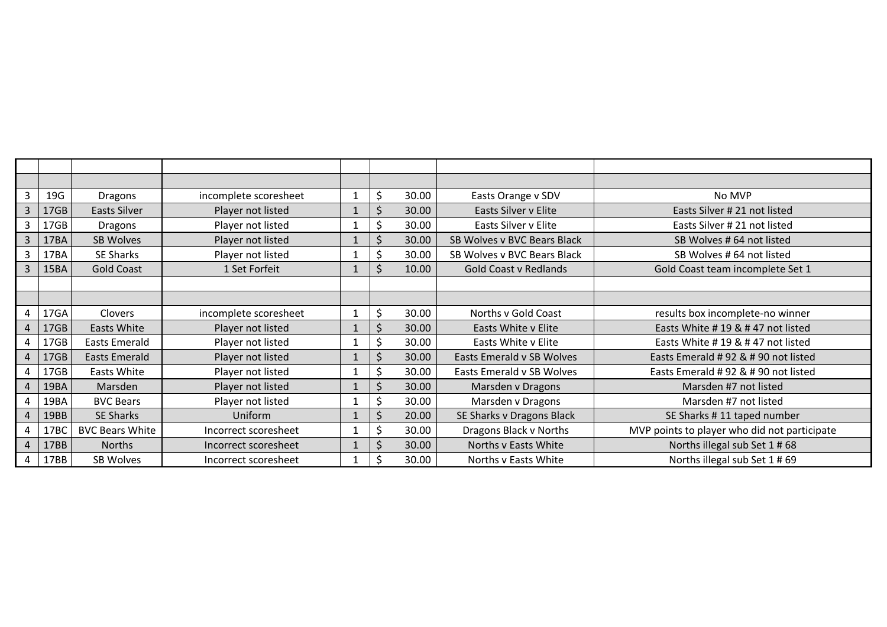| | | | | | | | |
|---|---|---|---|---|---|---|---|
| | | | | | | | |
| | | | | | | | |
| 3 | 19G | Dragons | incomplete scoresheet | 1 | $ 30.00 | Easts Orange v SDV | No MVP |
| 3 | 17GB | Easts Silver | Player not listed | 1 | $ 30.00 | Easts Silver v Elite | Easts Silver # 21 not listed |
| 3 | 17GB | Dragons | Player not listed | 1 | $ 30.00 | Easts Silver v Elite | Easts Silver # 21 not listed |
| 3 | 17BA | SB Wolves | Player not listed | 1 | $ 30.00 | SB Wolves v BVC Bears Black | SB Wolves # 64 not listed |
| 3 | 17BA | SE Sharks | Player not listed | 1 | $ 30.00 | SB Wolves v BVC Bears Black | SB Wolves # 64 not listed |
| 3 | 15BA | Gold Coast | 1 Set Forfeit | 1 | $ 10.00 | Gold Coast v Redlands | Gold Coast team incomplete Set 1 |
| | | | | | | | |
| | | | | | | | |
| 4 | 17GA | Clovers | incomplete scoresheet | 1 | $ 30.00 | Norths v Gold Coast | results box incomplete-no winner |
| 4 | 17GB | Easts White | Player not listed | 1 | $ 30.00 | Easts White v Elite | Easts White # 19 & # 47 not listed |
| 4 | 17GB | Easts Emerald | Player not listed | 1 | $ 30.00 | Easts White v Elite | Easts White # 19 & # 47 not listed |
| 4 | 17GB | Easts Emerald | Player not listed | 1 | $ 30.00 | Easts Emerald v SB Wolves | Easts Emerald # 92 & # 90 not listed |
| 4 | 17GB | Easts White | Player not listed | 1 | $ 30.00 | Easts Emerald v SB Wolves | Easts Emerald # 92 & # 90 not listed |
| 4 | 19BA | Marsden | Player not listed | 1 | $ 30.00 | Marsden v Dragons | Marsden #7 not listed |
| 4 | 19BA | BVC Bears | Player not listed | 1 | $ 30.00 | Marsden v Dragons | Marsden #7 not listed |
| 4 | 19BB | SE Sharks | Uniform | 1 | $ 20.00 | SE Sharks v Dragons Black | SE Sharks # 11 taped number |
| 4 | 17BC | BVC Bears White | Incorrect scoresheet | 1 | $ 30.00 | Dragons Black v Norths | MVP points to player who did not participate |
| 4 | 17BB | Norths | Incorrect scoresheet | 1 | $ 30.00 | Norths v Easts White | Norths illegal sub Set 1 # 68 |
| 4 | 17BB | SB Wolves | Incorrect scoresheet | 1 | $ 30.00 | Norths v Easts White | Norths illegal sub Set 1 # 69 |